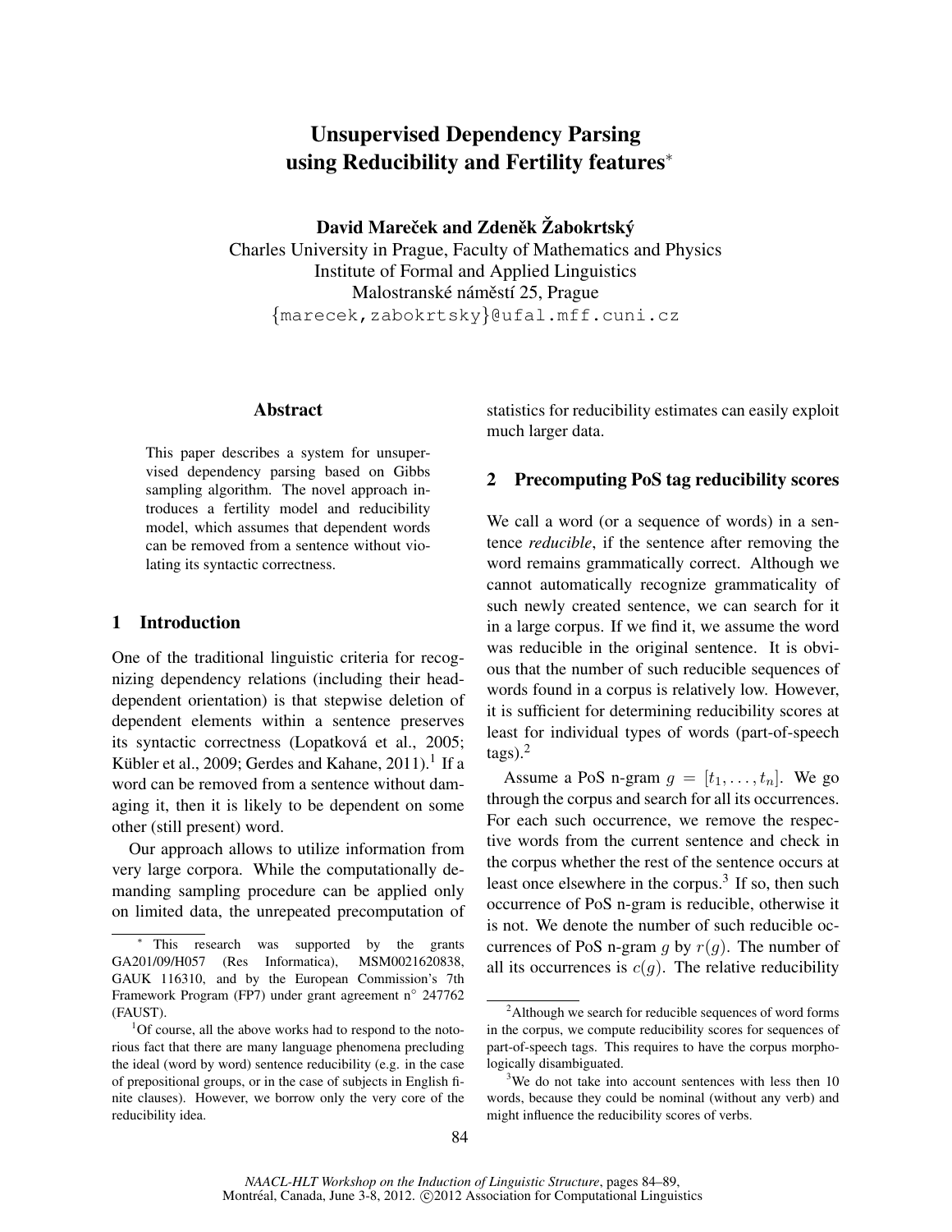# Unsupervised Dependency Parsing using Reducibility and Fertility features*

**David Mareček and Zdeněk Žabokrtský**
Charles University in Prague, Faculty of Mathematics and Physics
Institute of Formal and Applied Linguistics
Malostranské náměstí 25, Prague
{marecek,zabokrtsky}@ufal.mff.cuni.cz

## Abstract

This paper describes a system for unsupervised dependency parsing based on Gibbs sampling algorithm. The novel approach introduces a fertility model and reducibility model, which assumes that dependent words can be removed from a sentence without violating its syntactic correctness.

## 1 Introduction

One of the traditional linguistic criteria for recognizing dependency relations (including their head-dependent orientation) is that stepwise deletion of dependent elements within a sentence preserves its syntactic correctness (Lopatková et al., 2005; Kübler et al., 2009; Gerdes and Kahane, 2011).[1] If a word can be removed from a sentence without damaging it, then it is likely to be dependent on some other (still present) word.

Our approach allows to utilize information from very large corpora. While the computationally demanding sampling procedure can be applied only on limited data, the unrepeated precomputation of statistics for reducibility estimates can easily exploit much larger data.

## 2 Precomputing PoS tag reducibility scores

We call a word (or a sequence of words) in a sentence *reducible*, if the sentence after removing the word remains grammatically correct. Although we cannot automatically recognize grammaticality of such newly created sentence, we can search for it in a large corpus. If we find it, we assume the word was reducible in the original sentence. It is obvious that the number of such reducible sequences of words found in a corpus is relatively low. However, it is sufficient for determining reducibility scores at least for individual types of words (part-of-speech tags).[2]

Assume a PoS n-gram $g = [t_1, \ldots, t_n]$. We go through the corpus and search for all its occurrences. For each such occurrence, we remove the respective words from the current sentence and check in the corpus whether the rest of the sentence occurs at least once elsewhere in the corpus.[3] If so, then such occurrence of PoS n-gram is reducible, otherwise it is not. We denote the number of such reducible occurrences of PoS n-gram $g$ by $r(g)$. The number of all its occurrences is $c(g)$. The relative reducibility

---

* This research was supported by the grants GA201/09/H057 (Res Informatica), MSM0021620838, GAUK 116310, and by the European Commission's 7th Framework Program (FP7) under grant agreement n° 247762 (FAUST).

[1] Of course, all the above works had to respond to the notorious fact that there are many language phenomena precluding the ideal (word by word) sentence reducibility (e.g. in the case of prepositional groups, or in the case of subjects in English finite clauses). However, we borrow only the very core of the reducibility idea.

[2] Although we search for reducible sequences of word forms in the corpus, we compute reducibility scores for sequences of part-of-speech tags. This requires to have the corpus morphologically disambiguated.

[3] We do not take into account sentences with less then 10 words, because they could be nominal (without any verb) and might influence the reducibility scores of verbs.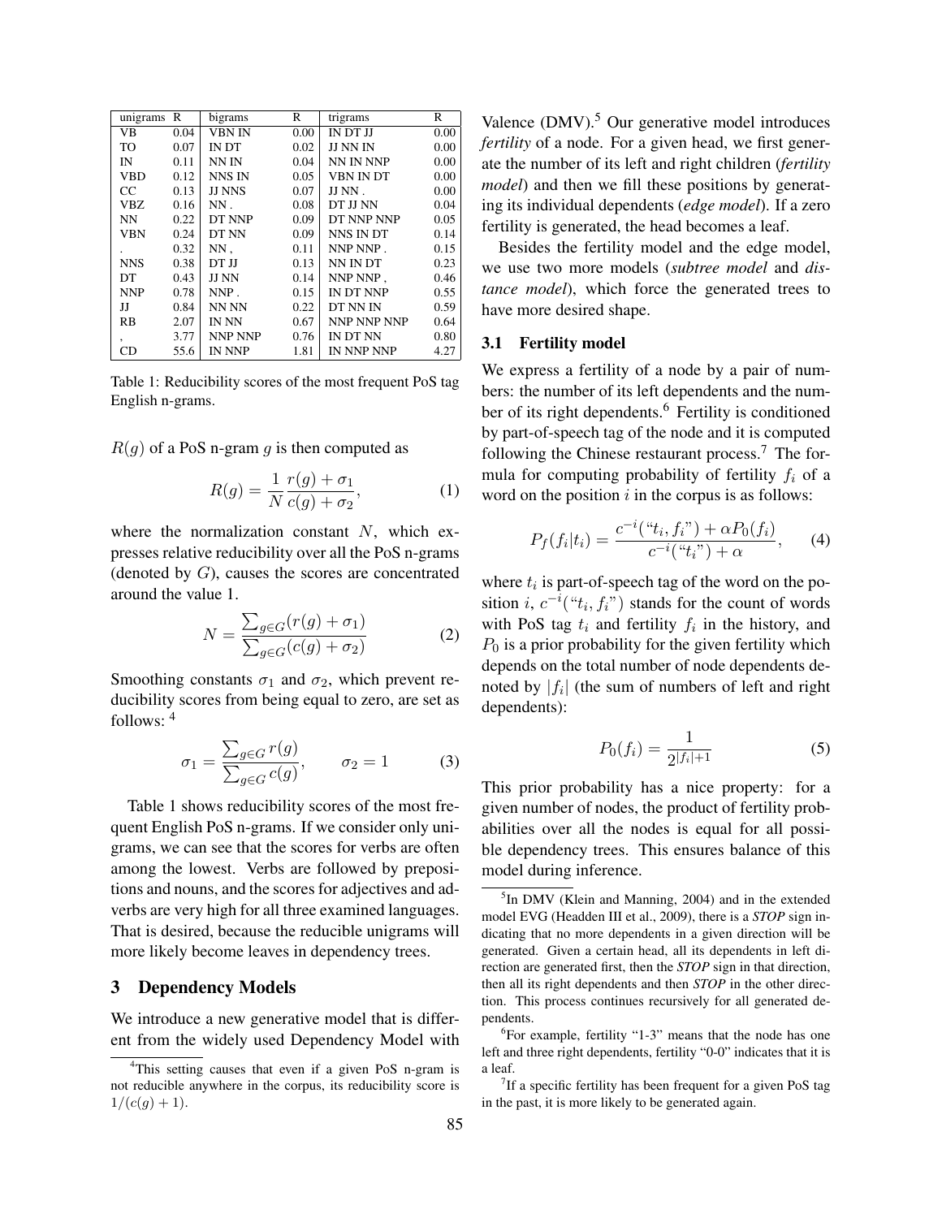| unigrams | R | bigrams | R | trigrams | R |
|---|---|---|---|---|---|
| VB | 0.04 | VBN IN | 0.00 | IN DT JJ | 0.00 |
| TO | 0.07 | IN DT | 0.02 | JJ NN IN | 0.00 |
| IN | 0.11 | NN IN | 0.04 | NN IN NNP | 0.00 |
| VBD | 0.12 | NNS IN | 0.05 | VBN IN DT | 0.00 |
| CC | 0.13 | JJ NNS | 0.07 | JJ NN . | 0.00 |
| VBZ | 0.16 | NN . | 0.08 | DT JJ NN | 0.04 |
| NN | 0.22 | DT NNP | 0.09 | DT NNP NNP | 0.05 |
| VBN | 0.24 | DT NN | 0.09 | NNS IN DT | 0.14 |
| . | 0.32 | NN , | 0.11 | NNP NNP . | 0.15 |
| NNS | 0.38 | DT JJ | 0.13 | NN IN DT | 0.23 |
| DT | 0.43 | JJ NN | 0.14 | NNP NNP , | 0.46 |
| NNP | 0.78 | NNP . | 0.15 | IN DT NNP | 0.55 |
| JJ | 0.84 | NN NN | 0.22 | DT NN IN | 0.59 |
| RB | 2.07 | IN NN | 0.67 | NNP NNP NNP | 0.64 |
| , | 3.77 | NNP NNP | 0.76 | IN DT NN | 0.80 |
| CD | 55.6 | IN NNP | 1.81 | IN NNP NNP | 4.27 |

Table 1: Reducibility scores of the most frequent PoS tag English n-grams.

$R(g)$ of a PoS n-gram $g$ is then computed as

$$R(g) = \frac{1}{N} \frac{r(g) + \sigma_1}{c(g) + \sigma_2}, \tag{1}$$

where the normalization constant $N$, which expresses relative reducibility over all the PoS n-grams (denoted by $G$), causes the scores are concentrated around the value 1.

$$N = \frac{\sum_{g \in G} (r(g) + \sigma_1)}{\sum_{g \in G} (c(g) + \sigma_2)} \tag{2}$$

Smoothing constants $\sigma_1$ and $\sigma_2$, which prevent reducibility scores from being equal to zero, are set as follows: [4]

$$\sigma_1 = \frac{\sum_{g \in G} r(g)}{\sum_{g \in G} c(g)}, \qquad \sigma_2 = 1 \tag{3}$$

Table 1 shows reducibility scores of the most frequent English PoS n-grams. If we consider only unigrams, we can see that the scores for verbs are often among the lowest. Verbs are followed by prepositions and nouns, and the scores for adjectives and adverbs are very high for all three examined languages. That is desired, because the reducible unigrams will more likely become leaves in dependency trees.

## 3 Dependency Models

We introduce a new generative model that is different from the widely used Dependency Model with Valence (DMV).[5] Our generative model introduces *fertility* of a node. For a given head, we first generate the number of its left and right children (*fertility model*) and then we fill these positions by generating its individual dependents (*edge model*). If a zero fertility is generated, the head becomes a leaf.

Besides the fertility model and the edge model, we use two more models (*subtree model* and *distance model*), which force the generated trees to have more desired shape.

### 3.1 Fertility model

We express a fertility of a node by a pair of numbers: the number of its left dependents and the number of its right dependents.[6] Fertility is conditioned by part-of-speech tag of the node and it is computed following the Chinese restaurant process.[7] The formula for computing probability of fertility $f_i$ of a word on the position $i$ in the corpus is as follows:

$$P_f(f_i|t_i) = \frac{c^{-i}(\text{“}t_i, f_i\text{”}) + \alpha P_0(f_i)}{c^{-i}(\text{“}t_i\text{”}) + \alpha}, \tag{4}$$

where $t_i$ is part-of-speech tag of the word on the position $i$, $c^{-i}(\text{“}t_i, f_i\text{”})$ stands for the count of words with PoS tag $t_i$ and fertility $f_i$ in the history, and $P_0$ is a prior probability for the given fertility which depends on the total number of node dependents denoted by $|f_i|$ (the sum of numbers of left and right dependents):

$$P_0(f_i) = \frac{1}{2^{|f_i|+1}} \tag{5}$$

This prior probability has a nice property: for a given number of nodes, the product of fertility probabilities over all the nodes is equal for all possible dependency trees. This ensures balance of this model during inference.

---

[4] This setting causes that even if a given PoS n-gram is not reducible anywhere in the corpus, its reducibility score is $1/(c(g) + 1)$.

[5] In DMV (Klein and Manning, 2004) and in the extended model EVG (Headden III et al., 2009), there is a ***STOP*** sign indicating that no more dependents in a given direction will be generated. Given a certain head, all its dependents in left direction are generated first, then the ***STOP*** sign in that direction, then all its right dependents and then ***STOP*** in the other direction. This process continues recursively for all generated dependents.

[6] For example, fertility “1-3” means that the node has one left and three right dependents, fertility “0-0” indicates that it is a leaf.

[7] If a specific fertility has been frequent for a given PoS tag in the past, it is more likely to be generated again.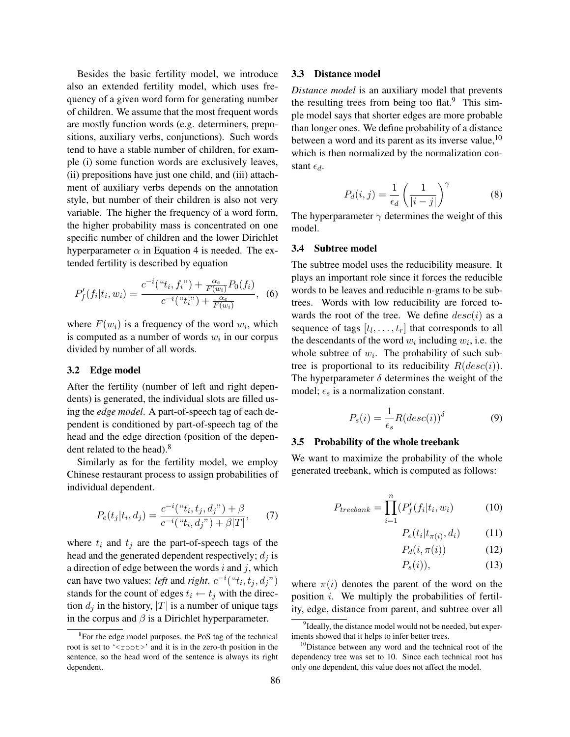Besides the basic fertility model, we introduce also an extended fertility model, which uses frequency of a given word form for generating number of children. We assume that the most frequent words are mostly function words (e.g. determiners, prepositions, auxiliary verbs, conjunctions). Such words tend to have a stable number of children, for example (i) some function words are exclusively leaves, (ii) prepositions have just one child, and (iii) attachment of auxiliary verbs depends on the annotation style, but number of their children is also not very variable. The higher the frequency of a word form, the higher probability mass is concentrated on one specific number of children and the lower Dirichlet hyperparameter $\alpha$ in Equation 4 is needed. The extended fertility is described by equation

$$P'_f(f_i|t_i, w_i) = \frac{c^{-i}(\text{“}t_i, f_i\text{”}) + \frac{\alpha_e}{F(w_i)} P_0(f_i)}{c^{-i}(\text{“}t_i\text{”}) + \frac{\alpha_e}{F(w_i)}}, \quad (6)$$

where $F(w_i)$ is a frequency of the word $w_i$, which is computed as a number of words $w_i$ in our corpus divided by number of all words.

### 3.2 Edge model

After the fertility (number of left and right dependents) is generated, the individual slots are filled using the *edge model*. A part-of-speech tag of each dependent is conditioned by part-of-speech tag of the head and the edge direction (position of the dependent related to the head).[8]

Similarly as for the fertility model, we employ Chinese restaurant process to assign probabilities of individual dependent.

$$P_e(t_j|t_i, d_j) = \frac{c^{-i}(\text{“}t_i, t_j, d_j\text{”}) + \beta}{c^{-i}(\text{“}t_i, d_j\text{”}) + \beta|T|}, \quad (7)$$

where $t_i$ and $t_j$ are the part-of-speech tags of the head and the generated dependent respectively; $d_j$ is a direction of edge between the words $i$ and $j$, which can have two values: *left* and *right*. $c^{-i}(\text{“}t_i, t_j, d_j\text{”})$ stands for the count of edges $t_i \leftarrow t_j$ with the direction $d_j$ in the history, $|T|$ is a number of unique tags in the corpus and $\beta$ is a Dirichlet hyperparameter.

[8]For the edge model purposes, the PoS tag of the technical root is set to '<root>' and it is in the zero-th position in the sentence, so the head word of the sentence is always its right dependent.

### 3.3 Distance model

*Distance model* is an auxiliary model that prevents the resulting trees from being too flat.[9] This simple model says that shorter edges are more probable than longer ones. We define probability of a distance between a word and its parent as its inverse value,[10] which is then normalized by the normalization constant $\epsilon_d$.

$$P_d(i, j) = \frac{1}{\epsilon_d} \left( \frac{1}{|i - j|} \right)^{\gamma} \quad (8)$$

The hyperparameter $\gamma$ determines the weight of this model.

### 3.4 Subtree model

The subtree model uses the reducibility measure. It plays an important role since it forces the reducible words to be leaves and reducible n-grams to be subtrees. Words with low reducibility are forced towards the root of the tree. We define $desc(i)$ as a sequence of tags $[t_l, \ldots, t_r]$ that corresponds to all the descendants of the word $w_i$ including $w_i$, i.e. the whole subtree of $w_i$. The probability of such subtree is proportional to its reducibility $R(desc(i))$. The hyperparameter $\delta$ determines the weight of the model; $\epsilon_s$ is a normalization constant.

$$P_s(i) = \frac{1}{\epsilon_s} R(desc(i))^{\delta} \quad (9)$$

### 3.5 Probability of the whole treebank

We want to maximize the probability of the whole generated treebank, which is computed as follows:

$$P_{treebank} = \prod_{i=1}^{n} (P'_f(f_i|t_i, w_i) \quad (10)$$

$$P_e(t_i|t_{\pi(i)}, d_i) \quad (11)$$

$$P_d(i, \pi(i)) \quad (12)$$

$$P_s(i)), \quad (13)$$

where $\pi(i)$ denotes the parent of the word on the position $i$. We multiply the probabilities of fertility, edge, distance from parent, and subtree over all

[9]Ideally, the distance model would not be needed, but experiments showed that it helps to infer better trees.

[10]Distance between any word and the technical root of the dependency tree was set to 10. Since each technical root has only one dependent, this value does not affect the model.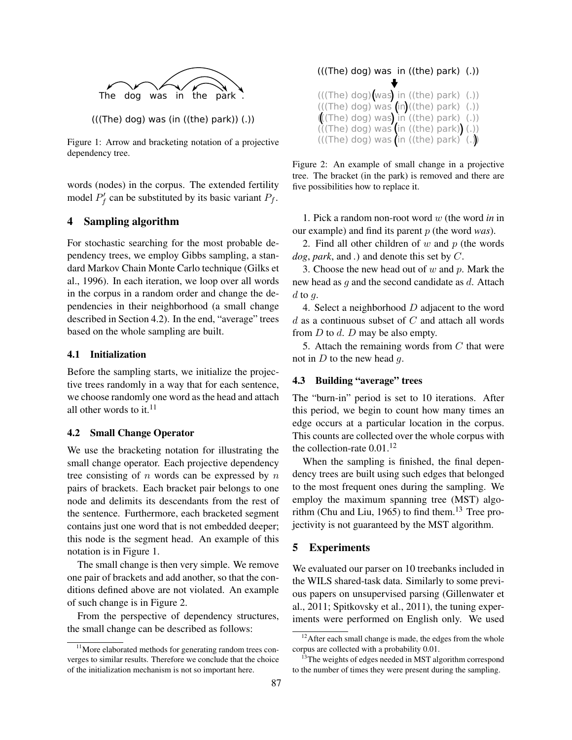The dog was in the park .

(((The) dog) was (in ((the) park)) (.))

Figure 1: Arrow and bracketing notation of a projective dependency tree.

words (nodes) in the corpus. The extended fertility model $P'_f$ can be substituted by its basic variant $P_f$.

## 4 Sampling algorithm

For stochastic searching for the most probable dependency trees, we employ Gibbs sampling, a standard Markov Chain Monte Carlo technique (Gilks et al., 1996). In each iteration, we loop over all words in the corpus in a random order and change the dependencies in their neighborhood (a small change described in Section 4.2). In the end, "average" trees based on the whole sampling are built.

### 4.1 Initialization

Before the sampling starts, we initialize the projective trees randomly in a way that for each sentence, we choose randomly one word as the head and attach all other words to it.[11]

### 4.2 Small Change Operator

We use the bracketing notation for illustrating the small change operator. Each projective dependency tree consisting of $n$ words can be expressed by $n$ pairs of brackets. Each bracket pair belongs to one node and delimits its descendants from the rest of the sentence. Furthermore, each bracketed segment contains just one word that is not embedded deeper; this node is the segment head. An example of this notation is in Figure 1.

The small change is then very simple. We remove one pair of brackets and add another, so that the conditions defined above are not violated. An example of such change is in Figure 2.

From the perspective of dependency structures, the small change can be described as follows:

(((The) dog) was in ((the) park) (.))

(((The) dog)(was) in ((the) park) (.))
(((The) dog) was (in)((the) park) (.))
((((The) dog) was) in ((the) park) (.))
(((The) dog) was (in ((the) park)) (.))
(((The) dog) was (in ((the) park) (.)))

Figure 2: An example of small change in a projective tree. The bracket (in the park) is removed and there are five possibilities how to replace it.

1. Pick a random non-root word $w$ (the word *in* in our example) and find its parent $p$ (the word *was*).

2. Find all other children of $w$ and $p$ (the words *dog*, *park*, and *.*) and denote this set by $C$.

3. Choose the new head out of $w$ and $p$. Mark the new head as $g$ and the second candidate as $d$. Attach $d$ to $g$.

4. Select a neighborhood $D$ adjacent to the word $d$ as a continuous subset of $C$ and attach all words from $D$ to $d$. $D$ may be also empty.

5. Attach the remaining words from $C$ that were not in $D$ to the new head $g$.

### 4.3 Building "average" trees

The "burn-in" period is set to 10 iterations. After this period, we begin to count how many times an edge occurs at a particular location in the corpus. This counts are collected over the whole corpus with the collection-rate 0.01.[12]

When the sampling is finished, the final dependency trees are built using such edges that belonged to the most frequent ones during the sampling. We employ the maximum spanning tree (MST) algorithm (Chu and Liu, 1965) to find them.[13] Tree projectivity is not guaranteed by the MST algorithm.

## 5 Experiments

We evaluated our parser on 10 treebanks included in the WILS shared-task data. Similarly to some previous papers on unsupervised parsing (Gillenwater et al., 2011; Spitkovsky et al., 2011), the tuning experiments were performed on English only. We used

[11] More elaborated methods for generating random trees converges to similar results. Therefore we conclude that the choice of the initialization mechanism is not so important here.

[12] After each small change is made, the edges from the whole corpus are collected with a probability 0.01.

[13] The weights of edges needed in MST algorithm correspond to the number of times they were present during the sampling.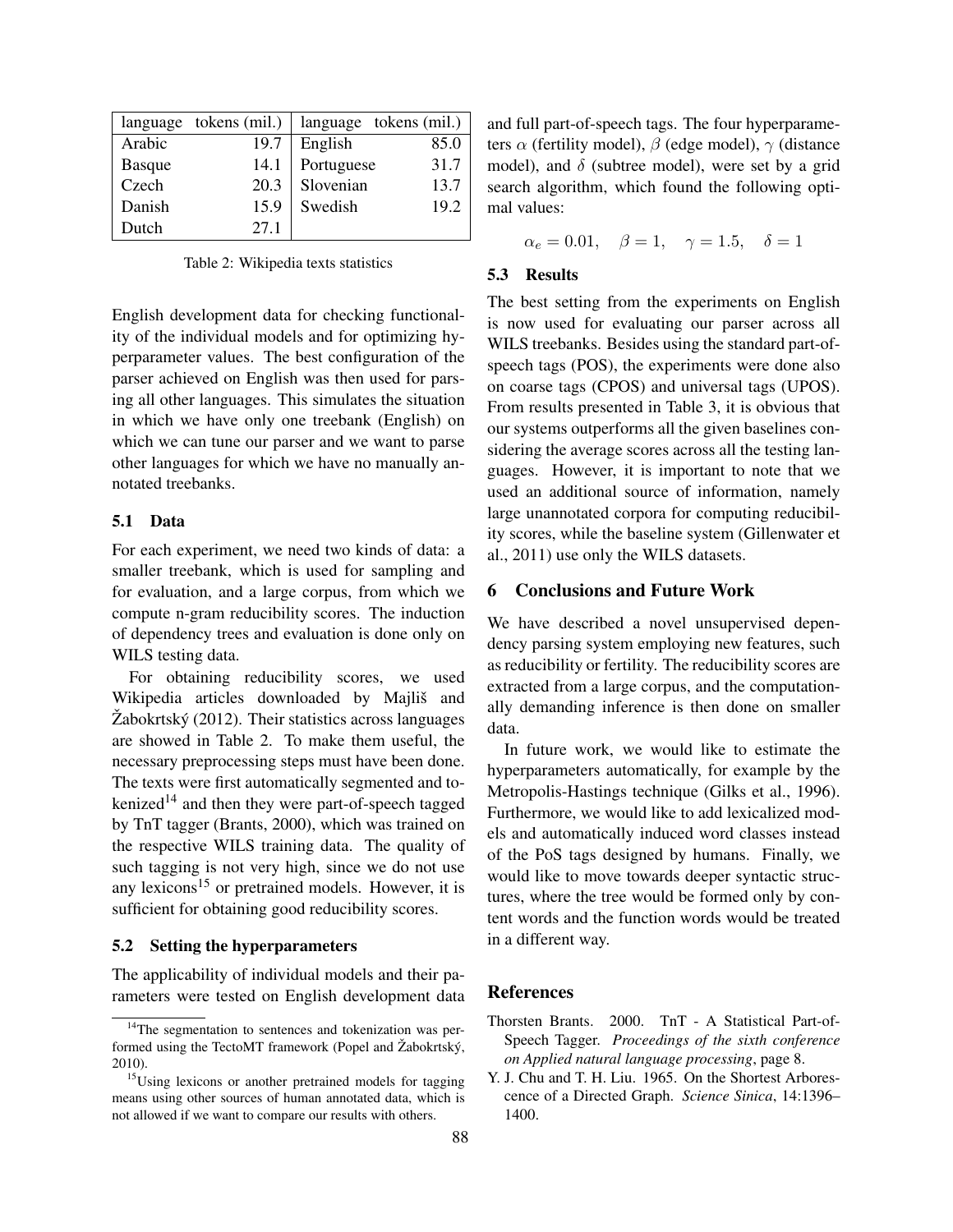| language | tokens (mil.) | language | tokens (mil.) |
|---|---|---|---|
| Arabic | 19.7 | English | 85.0 |
| Basque | 14.1 | Portuguese | 31.7 |
| Czech | 20.3 | Slovenian | 13.7 |
| Danish | 15.9 | Swedish | 19.2 |
| Dutch | 27.1 | | |

Table 2: Wikipedia texts statistics

English development data for checking functionality of the individual models and for optimizing hyperparameter values. The best configuration of the parser achieved on English was then used for parsing all other languages. This simulates the situation in which we have only one treebank (English) on which we can tune our parser and we want to parse other languages for which we have no manually annotated treebanks.

### 5.1 Data

For each experiment, we need two kinds of data: a smaller treebank, which is used for sampling and for evaluation, and a large corpus, from which we compute n-gram reducibility scores. The induction of dependency trees and evaluation is done only on WILS testing data.

For obtaining reducibility scores, we used Wikipedia articles downloaded by Majliš and Žabokrtský (2012). Their statistics across languages are showed in Table 2. To make them useful, the necessary preprocessing steps must have been done. The texts were first automatically segmented and tokenized[14] and then they were part-of-speech tagged by TnT tagger (Brants, 2000), which was trained on the respective WILS training data. The quality of such tagging is not very high, since we do not use any lexicons[15] or pretrained models. However, it is sufficient for obtaining good reducibility scores.

### 5.2 Setting the hyperparameters

The applicability of individual models and their parameters were tested on English development data and full part-of-speech tags. The four hyperparameters $\alpha$ (fertility model), $\beta$ (edge model), $\gamma$ (distance model), and $\delta$ (subtree model), were set by a grid search algorithm, which found the following optimal values:

$$\alpha_e = 0.01, \quad \beta = 1, \quad \gamma = 1.5, \quad \delta = 1$$

### 5.3 Results

The best setting from the experiments on English is now used for evaluating our parser across all WILS treebanks. Besides using the standard part-of-speech tags (POS), the experiments were done also on coarse tags (CPOS) and universal tags (UPOS). From results presented in Table 3, it is obvious that our systems outperforms all the given baselines considering the average scores across all the testing languages. However, it is important to note that we used an additional source of information, namely large unannotated corpora for computing reducibility scores, while the baseline system (Gillenwater et al., 2011) use only the WILS datasets.

## 6 Conclusions and Future Work

We have described a novel unsupervised dependency parsing system employing new features, such as reducibility or fertility. The reducibility scores are extracted from a large corpus, and the computationally demanding inference is then done on smaller data.

In future work, we would like to estimate the hyperparameters automatically, for example by the Metropolis-Hastings technique (Gilks et al., 1996). Furthermore, we would like to add lexicalized models and automatically induced word classes instead of the PoS tags designed by humans. Finally, we would like to move towards deeper syntactic structures, where the tree would be formed only by content words and the function words would be treated in a different way.

## References

Thorsten Brants. 2000. TnT - A Statistical Part-of-Speech Tagger. *Proceedings of the sixth conference on Applied natural language processing*, page 8.

Y. J. Chu and T. H. Liu. 1965. On the Shortest Arborescence of a Directed Graph. *Science Sinica*, 14:1396–1400.

[14] The segmentation to sentences and tokenization was performed using the TectoMT framework (Popel and Žabokrtský, 2010).

[15] Using lexicons or another pretrained models for tagging means using other sources of human annotated data, which is not allowed if we want to compare our results with others.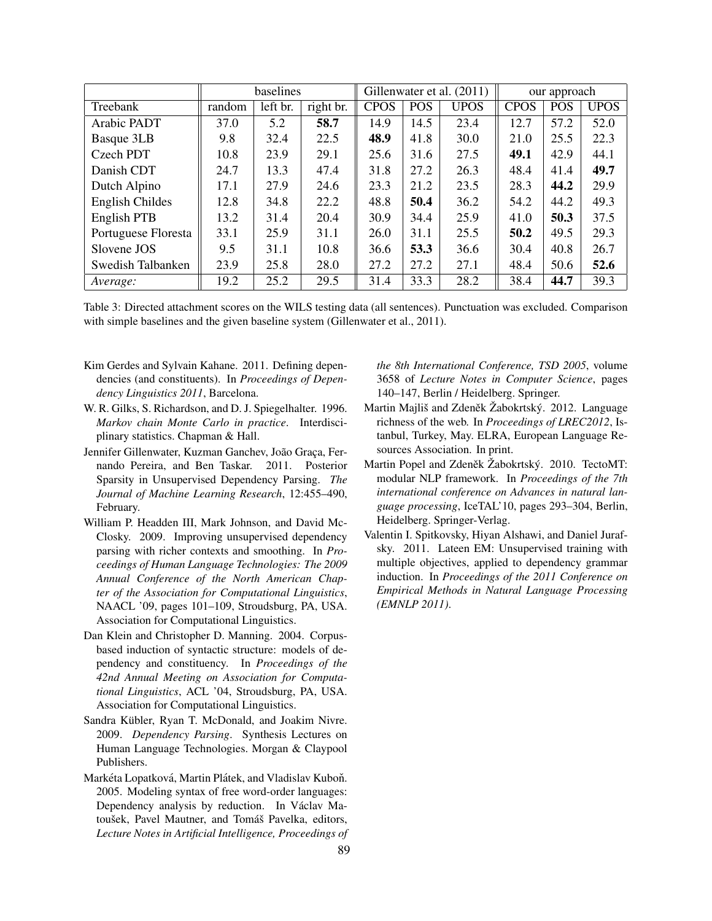| | baselines | | | Gillenwater et al. (2011) | | | our approach | | |
|---|---|---|---|---|---|---|---|---|---|
| Treebank | random | left br. | right br. | CPOS | POS | UPOS | CPOS | POS | UPOS |
| Arabic PADT | 37.0 | 5.2 | **58.7** | 14.9 | 14.5 | 23.4 | 12.7 | 57.2 | 52.0 |
| Basque 3LB | 9.8 | 32.4 | 22.5 | **48.9** | 41.8 | 30.0 | 21.0 | 25.5 | 22.3 |
| Czech PDT | 10.8 | 23.9 | 29.1 | 25.6 | 31.6 | 27.5 | **49.1** | 42.9 | 44.1 |
| Danish CDT | 24.7 | 13.3 | 47.4 | 31.8 | 27.2 | 26.3 | 48.4 | 41.4 | **49.7** |
| Dutch Alpino | 17.1 | 27.9 | 24.6 | 23.3 | 21.2 | 23.5 | 28.3 | **44.2** | 29.9 |
| English Childes | 12.8 | 34.8 | 22.2 | 48.8 | **50.4** | 36.2 | 54.2 | 44.2 | 49.3 |
| English PTB | 13.2 | 31.4 | 20.4 | 30.9 | 34.4 | 25.9 | 41.0 | **50.3** | 37.5 |
| Portuguese Floresta | 33.1 | 25.9 | 31.1 | 26.0 | 31.1 | 25.5 | **50.2** | 49.5 | 29.3 |
| Slovene JOS | 9.5 | 31.1 | 10.8 | 36.6 | **53.3** | 36.6 | 30.4 | 40.8 | 26.7 |
| Swedish Talbanken | 23.9 | 25.8 | 28.0 | 27.2 | 27.2 | 27.1 | 48.4 | 50.6 | **52.6** |
| *Average:* | 19.2 | 25.2 | 29.5 | 31.4 | 33.3 | 28.2 | 38.4 | **44.7** | 39.3 |

Table 3: Directed attachment scores on the WILS testing data (all sentences). Punctuation was excluded. Comparison with simple baselines and the given baseline system (Gillenwater et al., 2011).

Kim Gerdes and Sylvain Kahane. 2011. Defining dependencies (and constituents). In *Proceedings of Dependency Linguistics 2011*, Barcelona.

W. R. Gilks, S. Richardson, and D. J. Spiegelhalter. 1996. *Markov chain Monte Carlo in practice*. Interdisciplinary statistics. Chapman & Hall.

Jennifer Gillenwater, Kuzman Ganchev, João Graça, Fernando Pereira, and Ben Taskar. 2011. Posterior Sparsity in Unsupervised Dependency Parsing. *The Journal of Machine Learning Research*, 12:455–490, February.

William P. Headden III, Mark Johnson, and David McClosky. 2009. Improving unsupervised dependency parsing with richer contexts and smoothing. In *Proceedings of Human Language Technologies: The 2009 Annual Conference of the North American Chapter of the Association for Computational Linguistics*, NAACL '09, pages 101–109, Stroudsburg, PA, USA. Association for Computational Linguistics.

Dan Klein and Christopher D. Manning. 2004. Corpus-based induction of syntactic structure: models of dependency and constituency. In *Proceedings of the 42nd Annual Meeting on Association for Computational Linguistics*, ACL '04, Stroudsburg, PA, USA. Association for Computational Linguistics.

Sandra Kübler, Ryan T. McDonald, and Joakim Nivre. 2009. *Dependency Parsing*. Synthesis Lectures on Human Language Technologies. Morgan & Claypool Publishers.

Markéta Lopatková, Martin Plátek, and Vladislav Kuboň. 2005. Modeling syntax of free word-order languages: Dependency analysis by reduction. In Václav Matoušek, Pavel Mautner, and Tomáš Pavelka, editors, *Lecture Notes in Artificial Intelligence, Proceedings of the 8th International Conference, TSD 2005*, volume 3658 of *Lecture Notes in Computer Science*, pages 140–147, Berlin / Heidelberg. Springer.

Martin Majliš and Zdeněk Žabokrtský. 2012. Language richness of the web. In *Proceedings of LREC2012*, Istanbul, Turkey, May. ELRA, European Language Resources Association. In print.

Martin Popel and Zdeněk Žabokrtský. 2010. TectoMT: modular NLP framework. In *Proceedings of the 7th international conference on Advances in natural language processing*, IceTAL'10, pages 293–304, Berlin, Heidelberg. Springer-Verlag.

Valentin I. Spitkovsky, Hiyan Alshawi, and Daniel Jurafsky. 2011. Lateen EM: Unsupervised training with multiple objectives, applied to dependency grammar induction. In *Proceedings of the 2011 Conference on Empirical Methods in Natural Language Processing (EMNLP 2011)*.